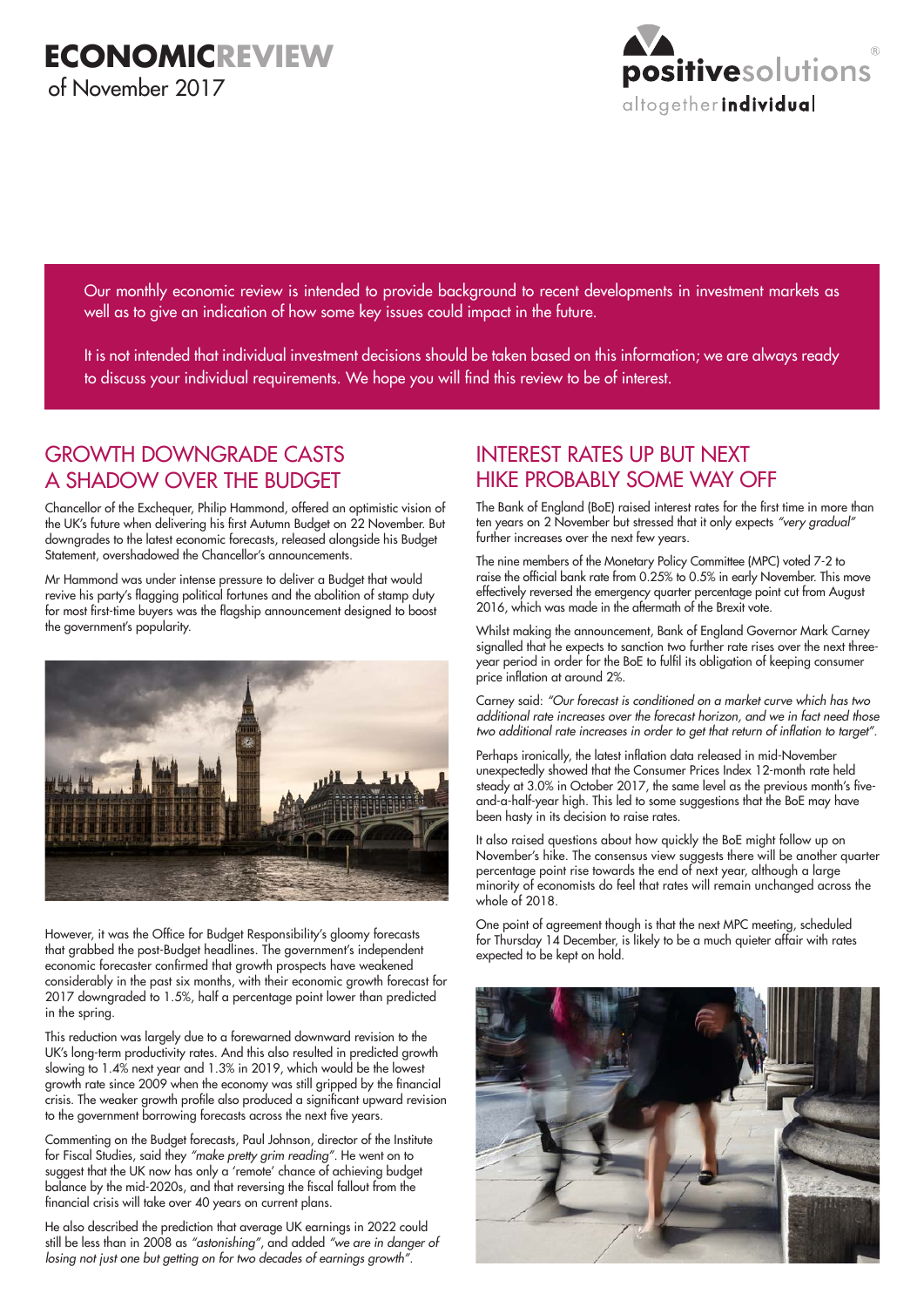# ECONOMICREVIEW
of November 2017

positivesolutions
altogether individual

Our monthly economic review is intended to provide background to recent developments in investment markets as well as to give an indication of how some key issues could impact in the future.

It is not intended that individual investment decisions should be taken based on this information; we are always ready to discuss your individual requirements. We hope you will find this review to be of interest.

## GROWTH DOWNGRADE CASTS A SHADOW OVER THE BUDGET

Chancellor of the Exchequer, Philip Hammond, offered an optimistic vision of the UK's future when delivering his first Autumn Budget on 22 November. But downgrades to the latest economic forecasts, released alongside his Budget Statement, overshadowed the Chancellor's announcements.

Mr Hammond was under intense pressure to deliver a Budget that would revive his party's flagging political fortunes and the abolition of stamp duty for most first-time buyers was the flagship announcement designed to boost the government's popularity.

However, it was the Office for Budget Responsibility's gloomy forecasts that grabbed the post-Budget headlines. The government's independent economic forecaster confirmed that growth prospects have weakened considerably in the past six months, with their economic growth forecast for 2017 downgraded to 1.5%, half a percentage point lower than predicted in the spring.

This reduction was largely due to a forewarned downward revision to the UK's long-term productivity rates. And this also resulted in predicted growth slowing to 1.4% next year and 1.3% in 2019, which would be the lowest growth rate since 2009 when the economy was still gripped by the financial crisis. The weaker growth profile also produced a significant upward revision to the government borrowing forecasts across the next five years.

Commenting on the Budget forecasts, Paul Johnson, director of the Institute for Fiscal Studies, said they *"make pretty grim reading"*. He went on to suggest that the UK now has only a 'remote' chance of achieving budget balance by the mid-2020s, and that reversing the fiscal fallout from the financial crisis will take over 40 years on current plans.

He also described the prediction that average UK earnings in 2022 could still be less than in 2008 as *"astonishing"*, and added *"we are in danger of losing not just one but getting on for two decades of earnings growth"*.

## INTEREST RATES UP BUT NEXT HIKE PROBABLY SOME WAY OFF

The Bank of England (BoE) raised interest rates for the first time in more than ten years on 2 November but stressed that it only expects *"very gradual"* further increases over the next few years.

The nine members of the Monetary Policy Committee (MPC) voted 7-2 to raise the official bank rate from 0.25% to 0.5% in early November. This move effectively reversed the emergency quarter percentage point cut from August 2016, which was made in the aftermath of the Brexit vote.

Whilst making the announcement, Bank of England Governor Mark Carney signalled that he expects to sanction two further rate rises over the next three-year period in order for the BoE to fulfil its obligation of keeping consumer price inflation at around 2%.

Carney said: *"Our forecast is conditioned on a market curve which has two additional rate increases over the forecast horizon, and we in fact need those two additional rate increases in order to get that return of inflation to target"*.

Perhaps ironically, the latest inflation data released in mid-November unexpectedly showed that the Consumer Prices Index 12-month rate held steady at 3.0% in October 2017, the same level as the previous month's five-and-a-half-year high. This led to some suggestions that the BoE may have been hasty in its decision to raise rates.

It also raised questions about how quickly the BoE might follow up on November's hike. The consensus view suggests there will be another quarter percentage point rise towards the end of next year, although a large minority of economists do feel that rates will remain unchanged across the whole of 2018.

One point of agreement though is that the next MPC meeting, scheduled for Thursday 14 December, is likely to be a much quieter affair with rates expected to be kept on hold.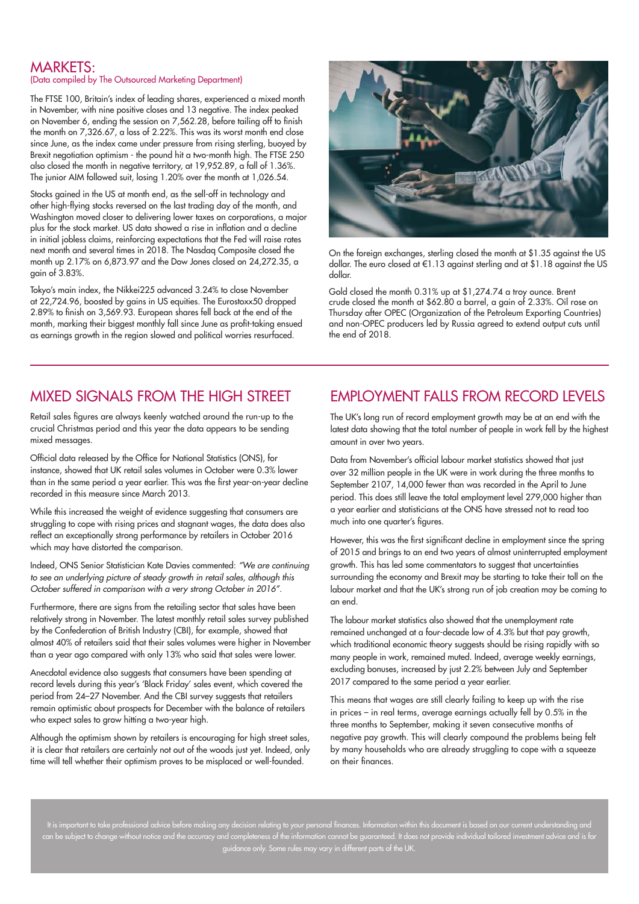## MARKETS:

(Data compiled by The Outsourced Marketing Department)

The FTSE 100, Britain's index of leading shares, experienced a mixed month in November, with nine positive closes and 13 negative. The index peaked on November 6, ending the session on 7,562.28, before tailing off to finish the month on 7,326.67, a loss of 2.22%. This was its worst month end close since June, as the index came under pressure from rising sterling, buoyed by Brexit negotiation optimism - the pound hit a two-month high. The FTSE 250 also closed the month in negative territory, at 19,952.89, a fall of 1.36%. The junior AIM followed suit, losing 1.20% over the month at 1,026.54.

Stocks gained in the US at month end, as the sell-off in technology and other high-flying stocks reversed on the last trading day of the month, and Washington moved closer to delivering lower taxes on corporations, a major plus for the stock market. US data showed a rise in inflation and a decline in initial jobless claims, reinforcing expectations that the Fed will raise rates next month and several times in 2018. The Nasdaq Composite closed the month up 2.17% on 6,873.97 and the Dow Jones closed on 24,272.35, a gain of 3.83%.

Tokyo's main index, the Nikkei225 advanced 3.24% to close November at 22,724.96, boosted by gains in US equities. The Eurostoxx50 dropped 2.89% to finish on 3,569.93. European shares fell back at the end of the month, marking their biggest monthly fall since June as profit-taking ensued as earnings growth in the region slowed and political worries resurfaced.

On the foreign exchanges, sterling closed the month at $1.35 against the US dollar. The euro closed at €1.13 against sterling and at $1.18 against the US dollar.

Gold closed the month 0.31% up at $1,274.74 a troy ounce. Brent crude closed the month at $62.80 a barrel, a gain of 2.33%. Oil rose on Thursday after OPEC (Organization of the Petroleum Exporting Countries) and non-OPEC producers led by Russia agreed to extend output cuts until the end of 2018.

## MIXED SIGNALS FROM THE HIGH STREET

Retail sales figures are always keenly watched around the run-up to the crucial Christmas period and this year the data appears to be sending mixed messages.

Official data released by the Office for National Statistics (ONS), for instance, showed that UK retail sales volumes in October were 0.3% lower than in the same period a year earlier. This was the first year-on-year decline recorded in this measure since March 2013.

While this increased the weight of evidence suggesting that consumers are struggling to cope with rising prices and stagnant wages, the data does also reflect an exceptionally strong performance by retailers in October 2016 which may have distorted the comparison.

Indeed, ONS Senior Statistician Kate Davies commented: *"We are continuing to see an underlying picture of steady growth in retail sales, although this October suffered in comparison with a very strong October in 2016".*

Furthermore, there are signs from the retailing sector that sales have been relatively strong in November. The latest monthly retail sales survey published by the Confederation of British Industry (CBI), for example, showed that almost 40% of retailers said that their sales volumes were higher in November than a year ago compared with only 13% who said that sales were lower.

Anecdotal evidence also suggests that consumers have been spending at record levels during this year's 'Black Friday' sales event, which covered the period from 24–27 November. And the CBI survey suggests that retailers remain optimistic about prospects for December with the balance of retailers who expect sales to grow hitting a two-year high.

Although the optimism shown by retailers is encouraging for high street sales, it is clear that retailers are certainly not out of the woods just yet. Indeed, only time will tell whether their optimism proves to be misplaced or well-founded.

## EMPLOYMENT FALLS FROM RECORD LEVELS

The UK's long run of record employment growth may be at an end with the latest data showing that the total number of people in work fell by the highest amount in over two years.

Data from November's official labour market statistics showed that just over 32 million people in the UK were in work during the three months to September 2107, 14,000 fewer than was recorded in the April to June period. This does still leave the total employment level 279,000 higher than a year earlier and statisticians at the ONS have stressed not to read too much into one quarter's figures.

However, this was the first significant decline in employment since the spring of 2015 and brings to an end two years of almost uninterrupted employment growth. This has led some commentators to suggest that uncertainties surrounding the economy and Brexit may be starting to take their toll on the labour market and that the UK's strong run of job creation may be coming to an end.

The labour market statistics also showed that the unemployment rate remained unchanged at a four-decade low of 4.3% but that pay growth, which traditional economic theory suggests should be rising rapidly with so many people in work, remained muted. Indeed, average weekly earnings, excluding bonuses, increased by just 2.2% between July and September 2017 compared to the same period a year earlier.

This means that wages are still clearly failing to keep up with the rise in prices – in real terms, average earnings actually fell by 0.5% in the three months to September, making it seven consecutive months of negative pay growth. This will clearly compound the problems being felt by many households who are already struggling to cope with a squeeze on their finances.

It is important to take professional advice before making any decision relating to your personal finances. Information within this document is based on our current understanding and can be subject to change without notice and the accuracy and completeness of the information cannot be guaranteed. It does not provide individual tailored investment advice and is for guidance only. Some rules may vary in different parts of the UK.